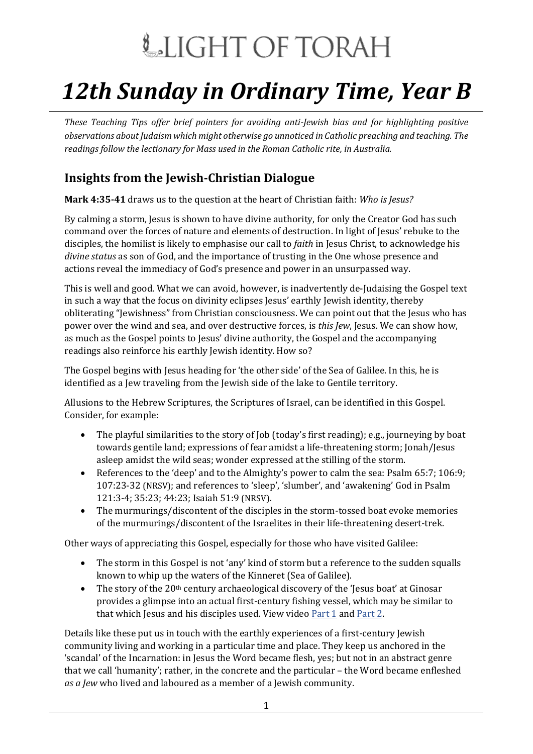# LIGHT OF TORAH

# *12th Sunday in Ordinary Time, Year B*

*These Teaching Tips offer brief pointers for avoiding anti-Jewish bias and for highlighting positive observations about Judaism which might otherwise go unnoticed in Catholic preaching and teaching. The readings follow the lectionary for Mass used in the Roman Catholic rite, in Australia.*

## Insights from the Jewish-Christian Dialogue

**Mark 4:35-41** draws us to the question at the heart of Christian faith: *Who is Jesus?*

By calming a storm, Jesus is shown to have divine authority, for only the Creator God has such command over the forces of nature and elements of destruction. In light of Jesus' rebuke to the disciples, the homilist is likely to emphasise our call to *faith* in Jesus Christ, to acknowledge his *divine status* as son of God, and the importance of trusting in the One whose presence and actions reveal the immediacy of God's presence and power in an unsurpassed way.

This is well and good. What we can avoid, however, is inadvertently de-Judaising the Gospel text in such a way that the focus on divinity eclipses Jesus' earthly Jewish identity, thereby obliterating "Jewishness" from Christian consciousness. We can point out that the Jesus who has power over the wind and sea, and over destructive forces, is *this Jew*, Jesus. We can show how, as much as the Gospel points to Jesus' divine authority, the Gospel and the accompanying readings also reinforce his earthly Jewish identity. How so?

The Gospel begins with Jesus heading for 'the other side' of the Sea of Galilee. In this, he is identified as a Jew traveling from the Jewish side of the lake to Gentile territory.

Allusions to the Hebrew Scriptures, the Scriptures of Israel, can be identified in this Gospel. Consider, for example:

- The playful similarities to the story of Job (today's first reading); e.g., journeying by boat towards gentile land; expressions of fear amidst a life-threatening storm; Jonah/Jesus asleep amidst the wild seas; wonder expressed at the stilling of the storm.
- References to the 'deep' and to the Almighty's power to calm the sea: Psalm 65:7; 106:9; 107:23-32 (NRSV); and references to 'sleep', 'slumber', and 'awakening' God in Psalm 121:3-4; 35:23; 44:23; Isaiah 51:9 (NRSV).
- The murmurings/discontent of the disciples in the storm-tossed boat evoke memories of the murmurings/discontent of the Israelites in their life-threatening desert-trek.

Other ways of appreciating this Gospel, especially for those who have visited Galilee:

- The storm in this Gospel is not 'any' kind of storm but a reference to the sudden squalls known to whip up the waters of the Kinneret (Sea of Galilee).
- The story of the 20th century archaeological discovery of the 'Jesus boat' at Ginosar provides a glimpse into an actual first-century fishing vessel, which may be similar to that which Jesus and his disciples used. View video Part 1 and Part 2.

Details like these put us in touch with the earthly experiences of a first-century Jewish community living and working in a particular time and place. They keep us anchored in the 'scandal' of the Incarnation: in Jesus the Word became flesh, yes; but not in an abstract genre that we call 'humanity'; rather, in the concrete and the particular – the Word became enfleshed *as a Jew* who lived and laboured as a member of a Jewish community.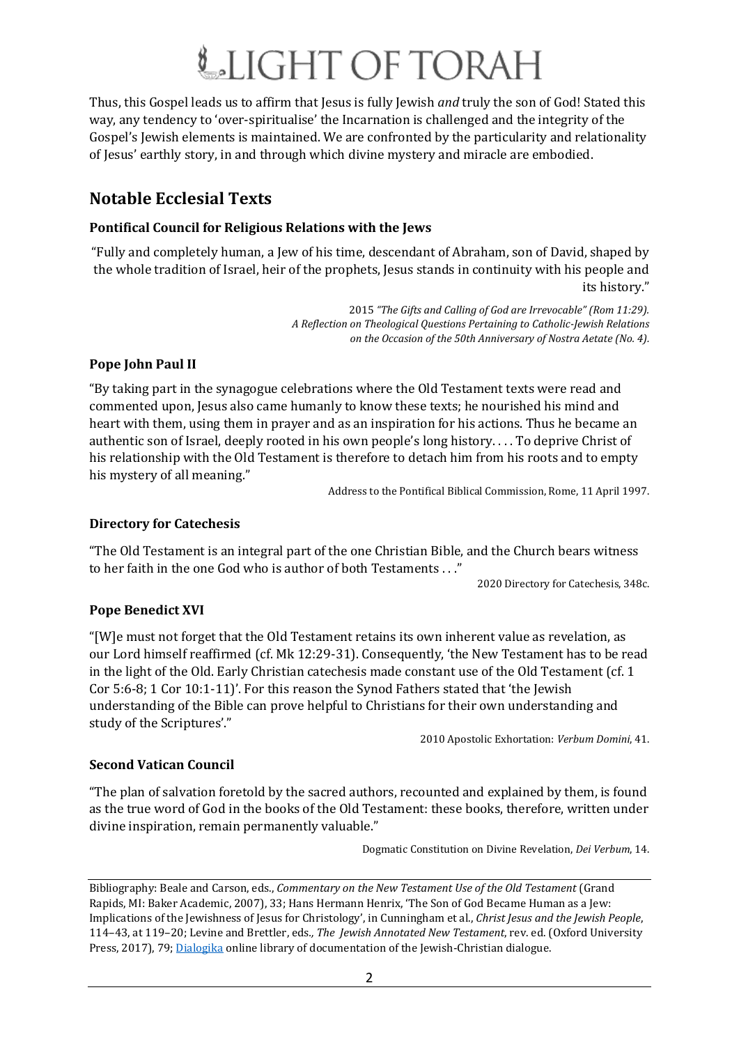Thus, this Gospel leads us to affirm that Jesus is fully Jewish *and* truly the son of God! Stated this way, any tendency to 'over-spiritualise' the Incarnation is challenged and the integrity of the Gospel's Jewish elements is maintained. We are confronted by the particularity and relationality of Jesus' earthly story, in and through which divine mystery and miracle are embodied.

## Notable Ecclesial Texts

**Pontifical Council for Religious Relations with the Jews**

"Fully and completely human, a Jew of his time, descendant of Abraham, son of David, shaped by the whole tradition of Israel, heir of the prophets, Jesus stands in continuity with his people and its history."

2015 *"The Gifts and Calling of God are Irrevocable" (Rom 11:29). A Reflection on Theological Questions Pertaining to Catholic-Jewish Relations on the Occasion of the 50th Anniversary of Nostra Aetate (No. 4).*

**Pope John Paul II**

"By taking part in the synagogue celebrations where the Old Testament texts were read and commented upon, Jesus also came humanly to know these texts; he nourished his mind and heart with them, using them in prayer and as an inspiration for his actions. Thus he became an authentic son of Israel, deeply rooted in his own people's long history. . . . To deprive Christ of his relationship with the Old Testament is therefore to detach him from his roots and to empty his mystery of all meaning."

Address to the Pontifical Biblical Commission, Rome, 11 April 1997.

**Directory for Catechesis**

"The Old Testament is an integral part of the one Christian Bible, and the Church bears witness to her faith in the one God who is author of both Testaments . . ."

2020 Directory for Catechesis, 348c.

**Pope Benedict XVI**

"[W]e must not forget that the Old Testament retains its own inherent value as revelation, as our Lord himself reaffirmed (cf. Mk 12:29-31). Consequently, 'the New Testament has to be read in the light of the Old. Early Christian catechesis made constant use of the Old Testament (cf. 1 Cor 5:6-8; 1 Cor 10:1-11)'. For this reason the Synod Fathers stated that 'the Jewish understanding of the Bible can prove helpful to Christians for their own understanding and study of the Scriptures'."

2010 Apostolic Exhortation: *Verbum Domini*, 41.

**Second Vatican Council**

"The plan of salvation foretold by the sacred authors, recounted and explained by them, is found as the true word of God in the books of the Old Testament: these books, therefore, written under divine inspiration, remain permanently valuable."

Dogmatic Constitution on Divine Revelation, *Dei Verbum*, 14.

---

Bibliography: Beale and Carson, eds., *Commentary on the New Testament Use of the Old Testament* (Grand Rapids, MI: Baker Academic, 2007), 33; Hans Hermann Henrix, 'The Son of God Became Human as a Jew: Implications of the Jewishness of Jesus for Christology', in Cunningham et al., *Christ Jesus and the Jewish People*, 114–43, at 119–20; Levine and Brettler, eds., *The Jewish Annotated New Testament*, rev. ed. (Oxford University Press, 2017), 79; Dialogika online library of documentation of the Jewish-Christian dialogue.